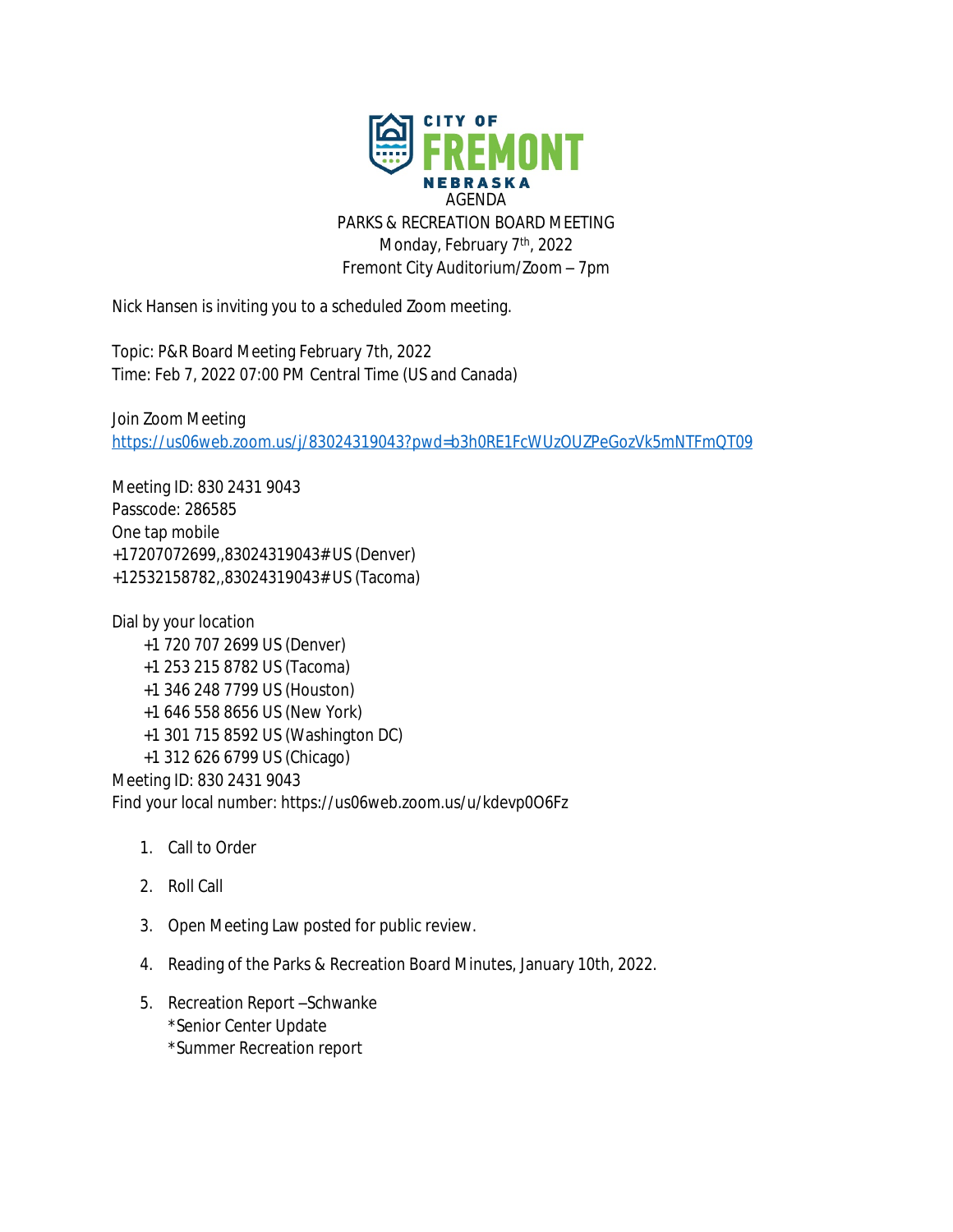CITY OF FREMONT NEBRASKA

AGENDA

PARKS & RECREATION BOARD MEETING

Monday, February 7th, 2022

Fremont City Auditorium/Zoom – 7pm

Nick Hansen is inviting you to a scheduled Zoom meeting.

Topic: P&R Board Meeting February 7th, 2022
Time: Feb 7, 2022 07:00 PM Central Time (US and Canada)

Join Zoom Meeting
https://us06web.zoom.us/j/83024319043?pwd=b3h0RE1FcWUzOUZPeGozVk5mNTFmQT09

Meeting ID: 830 2431 9043
Passcode: 286585
One tap mobile
+17207072699,,83024319043# US (Denver)
+12532158782,,83024319043# US (Tacoma)

Dial by your location
+1 720 707 2699 US (Denver)
+1 253 215 8782 US (Tacoma)
+1 346 248 7799 US (Houston)
+1 646 558 8656 US (New York)
+1 301 715 8592 US (Washington DC)
+1 312 626 6799 US (Chicago)
Meeting ID: 830 2431 9043
Find your local number: https://us06web.zoom.us/u/kdevp0O6Fz

1. Call to Order
2. Roll Call
3. Open Meeting Law posted for public review.
4. Reading of the Parks & Recreation Board Minutes, January 10th, 2022.
5. Recreation Report –Schwanke
   *Senior Center Update
   *Summer Recreation report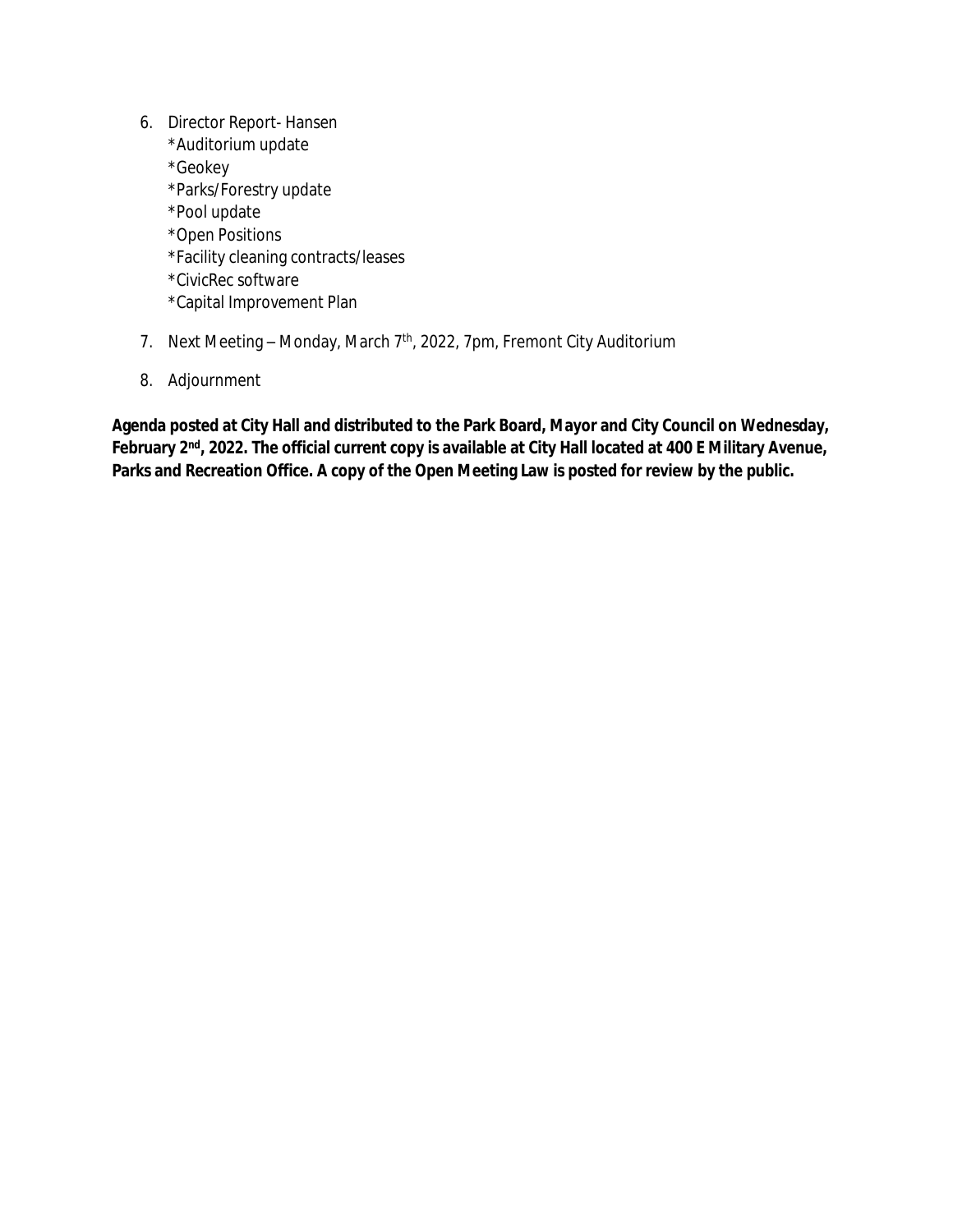6. Director Report- Hansen
   *Auditorium update
   *Geokey
   *Parks/Forestry update
   *Pool update
   *Open Positions
   *Facility cleaning contracts/leases
   *CivicRec software
   *Capital Improvement Plan
7. Next Meeting – Monday, March 7th, 2022, 7pm, Fremont City Auditorium
8. Adjournment

**Agenda posted at City Hall and distributed to the Park Board, Mayor and City Council on Wednesday, February 2nd, 2022. The official current copy is available at City Hall located at 400 E Military Avenue, Parks and Recreation Office. A copy of the Open Meeting Law is posted for review by the public.**